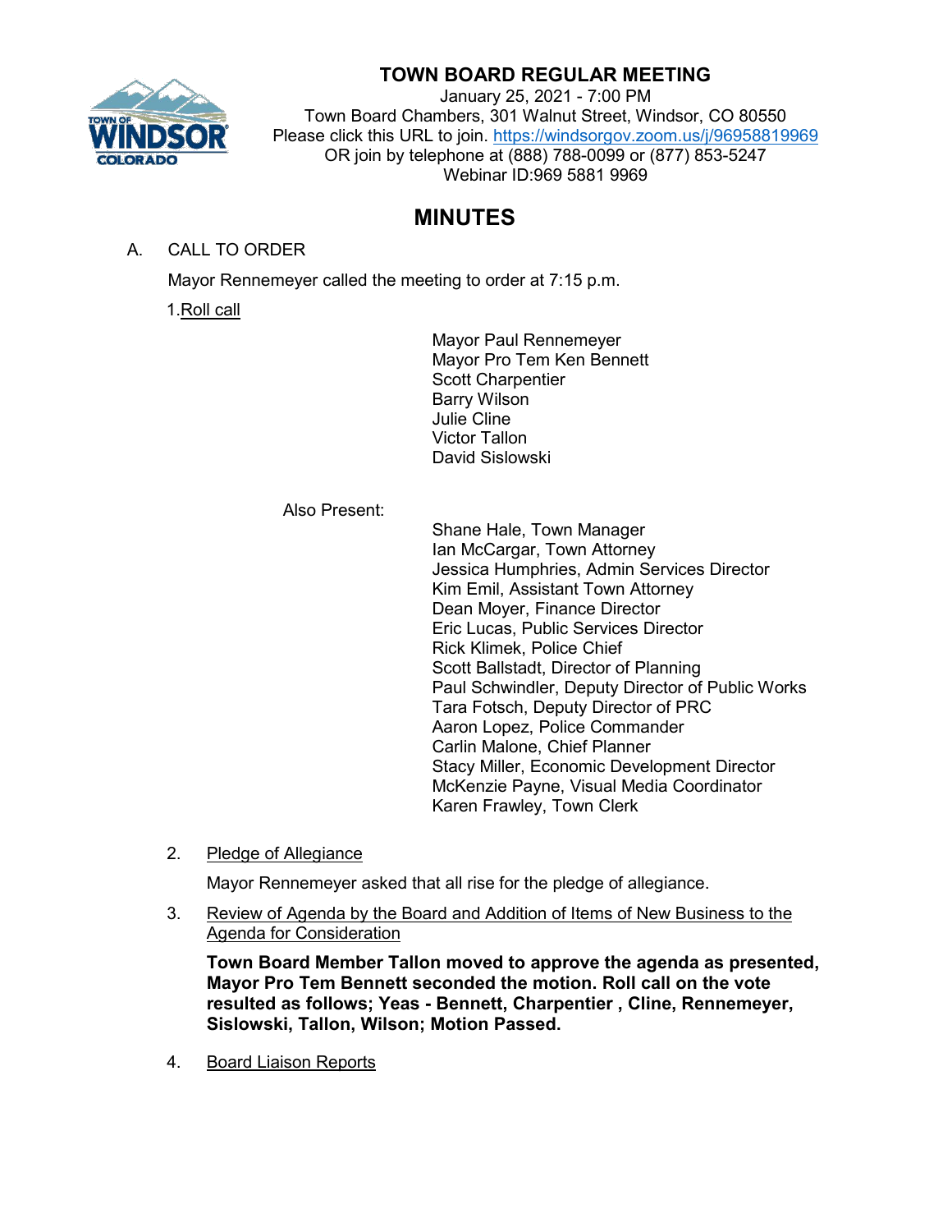# TOWN BOARD REGULAR MEETING

January 25, 2021 - 7:00 PM
Town Board Chambers, 301 Walnut Street, Windsor, CO 80550
Please click this URL to join. https://windsorgov.zoom.us/j/96958819969
OR join by telephone at (888) 788-0099 or (877) 853-5247
Webinar ID:969 5881 9969

## MINUTES

A. CALL TO ORDER

Mayor Rennemeyer called the meeting to order at 7:15 p.m.

1. Roll call

Mayor Paul Rennemeyer
Mayor Pro Tem Ken Bennett
Scott Charpentier
Barry Wilson
Julie Cline
Victor Tallon
David Sislowski

Also Present:

Shane Hale, Town Manager
Ian McCargar, Town Attorney
Jessica Humphries, Admin Services Director
Kim Emil, Assistant Town Attorney
Dean Moyer, Finance Director
Eric Lucas, Public Services Director
Rick Klimek, Police Chief
Scott Ballstadt, Director of Planning
Paul Schwindler, Deputy Director of Public Works
Tara Fotsch, Deputy Director of PRC
Aaron Lopez, Police Commander
Carlin Malone, Chief Planner
Stacy Miller, Economic Development Director
McKenzie Payne, Visual Media Coordinator
Karen Frawley, Town Clerk

2. Pledge of Allegiance

Mayor Rennemeyer asked that all rise for the pledge of allegiance.

3. Review of Agenda by the Board and Addition of Items of New Business to the Agenda for Consideration

**Town Board Member Tallon moved to approve the agenda as presented, Mayor Pro Tem Bennett seconded the motion. Roll call on the vote resulted as follows; Yeas - Bennett, Charpentier , Cline, Rennemeyer, Sislowski, Tallon, Wilson; Motion Passed.**

4. Board Liaison Reports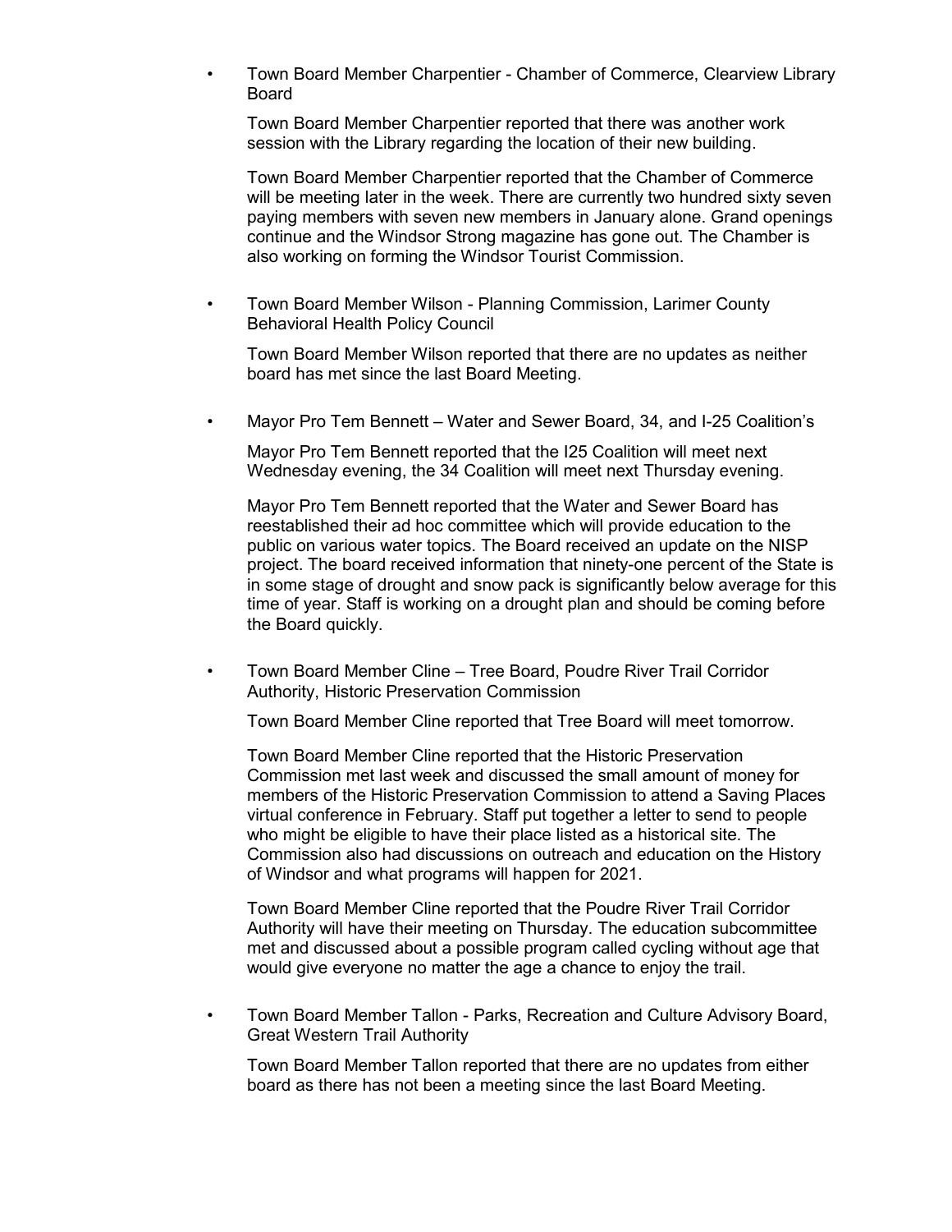- Town Board Member Charpentier - Chamber of Commerce, Clearview Library Board

  Town Board Member Charpentier reported that there was another work session with the Library regarding the location of their new building.

  Town Board Member Charpentier reported that the Chamber of Commerce will be meeting later in the week. There are currently two hundred sixty seven paying members with seven new members in January alone. Grand openings continue and the Windsor Strong magazine has gone out. The Chamber is also working on forming the Windsor Tourist Commission.

- Town Board Member Wilson - Planning Commission, Larimer County Behavioral Health Policy Council

  Town Board Member Wilson reported that there are no updates as neither board has met since the last Board Meeting.

- Mayor Pro Tem Bennett – Water and Sewer Board, 34, and I-25 Coalition's

  Mayor Pro Tem Bennett reported that the I25 Coalition will meet next Wednesday evening, the 34 Coalition will meet next Thursday evening.

  Mayor Pro Tem Bennett reported that the Water and Sewer Board has reestablished their ad hoc committee which will provide education to the public on various water topics. The Board received an update on the NISP project. The board received information that ninety-one percent of the State is in some stage of drought and snow pack is significantly below average for this time of year. Staff is working on a drought plan and should be coming before the Board quickly.

- Town Board Member Cline – Tree Board, Poudre River Trail Corridor Authority, Historic Preservation Commission

  Town Board Member Cline reported that Tree Board will meet tomorrow.

  Town Board Member Cline reported that the Historic Preservation Commission met last week and discussed the small amount of money for members of the Historic Preservation Commission to attend a Saving Places virtual conference in February. Staff put together a letter to send to people who might be eligible to have their place listed as a historical site. The Commission also had discussions on outreach and education on the History of Windsor and what programs will happen for 2021.

  Town Board Member Cline reported that the Poudre River Trail Corridor Authority will have their meeting on Thursday. The education subcommittee met and discussed about a possible program called cycling without age that would give everyone no matter the age a chance to enjoy the trail.

- Town Board Member Tallon - Parks, Recreation and Culture Advisory Board, Great Western Trail Authority

  Town Board Member Tallon reported that there are no updates from either board as there has not been a meeting since the last Board Meeting.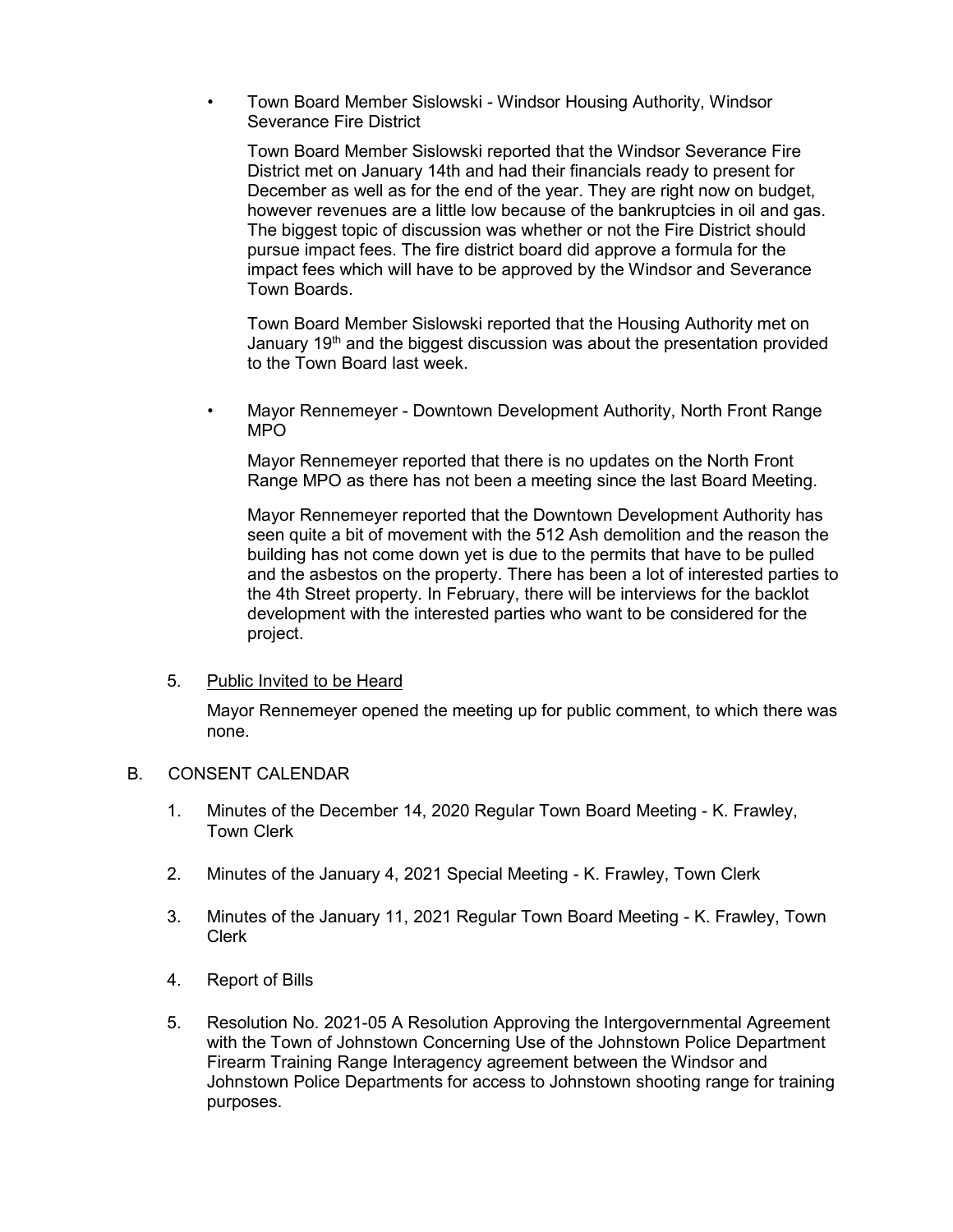- Town Board Member Sislowski - Windsor Housing Authority, Windsor Severance Fire District

  Town Board Member Sislowski reported that the Windsor Severance Fire District met on January 14th and had their financials ready to present for December as well as for the end of the year. They are right now on budget, however revenues are a little low because of the bankruptcies in oil and gas. The biggest topic of discussion was whether or not the Fire District should pursue impact fees. The fire district board did approve a formula for the impact fees which will have to be approved by the Windsor and Severance Town Boards.

  Town Board Member Sislowski reported that the Housing Authority met on January 19th and the biggest discussion was about the presentation provided to the Town Board last week.

- Mayor Rennemeyer - Downtown Development Authority, North Front Range MPO

  Mayor Rennemeyer reported that there is no updates on the North Front Range MPO as there has not been a meeting since the last Board Meeting.

  Mayor Rennemeyer reported that the Downtown Development Authority has seen quite a bit of movement with the 512 Ash demolition and the reason the building has not come down yet is due to the permits that have to be pulled and the asbestos on the property. There has been a lot of interested parties to the 4th Street property. In February, there will be interviews for the backlot development with the interested parties who want to be considered for the project.

5. Public Invited to be Heard

   Mayor Rennemeyer opened the meeting up for public comment, to which there was none.

B. CONSENT CALENDAR

1. Minutes of the December 14, 2020 Regular Town Board Meeting - K. Frawley, Town Clerk

2. Minutes of the January 4, 2021 Special Meeting - K. Frawley, Town Clerk

3. Minutes of the January 11, 2021 Regular Town Board Meeting - K. Frawley, Town Clerk

4. Report of Bills

5. Resolution No. 2021-05 A Resolution Approving the Intergovernmental Agreement with the Town of Johnstown Concerning Use of the Johnstown Police Department Firearm Training Range Interagency agreement between the Windsor and Johnstown Police Departments for access to Johnstown shooting range for training purposes.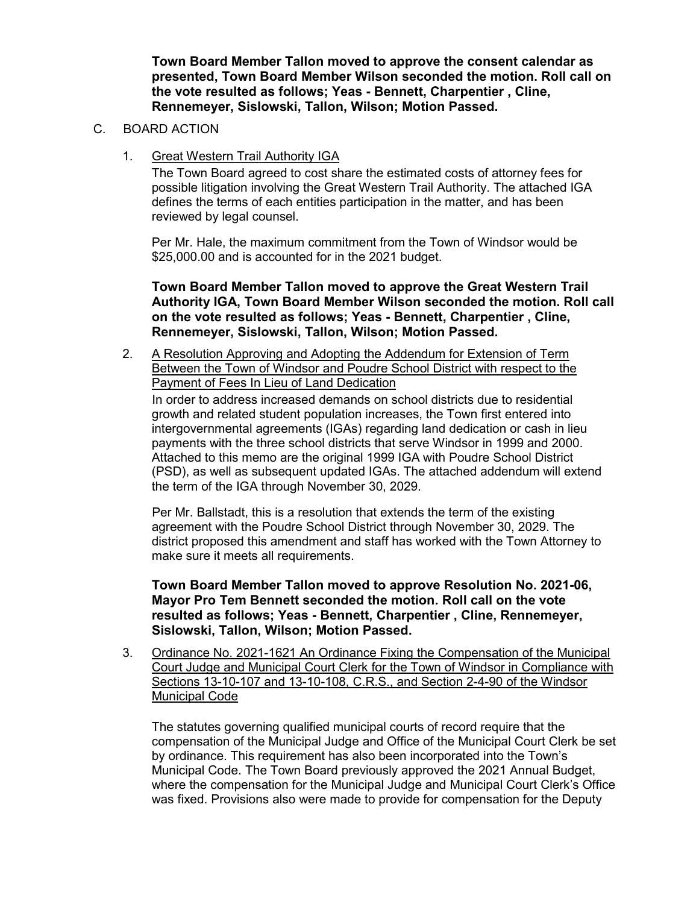**Town Board Member Tallon moved to approve the consent calendar as presented, Town Board Member Wilson seconded the motion. Roll call on the vote resulted as follows; Yeas - Bennett, Charpentier , Cline, Rennemeyer, Sislowski, Tallon, Wilson; Motion Passed.**

C. BOARD ACTION

1. Great Western Trail Authority IGA

   The Town Board agreed to cost share the estimated costs of attorney fees for possible litigation involving the Great Western Trail Authority. The attached IGA defines the terms of each entities participation in the matter, and has been reviewed by legal counsel.

   Per Mr. Hale, the maximum commitment from the Town of Windsor would be $25,000.00 and is accounted for in the 2021 budget.

   **Town Board Member Tallon moved to approve the Great Western Trail Authority IGA, Town Board Member Wilson seconded the motion. Roll call on the vote resulted as follows; Yeas - Bennett, Charpentier , Cline, Rennemeyer, Sislowski, Tallon, Wilson; Motion Passed.**

2. A Resolution Approving and Adopting the Addendum for Extension of Term Between the Town of Windsor and Poudre School District with respect to the Payment of Fees In Lieu of Land Dedication

   In order to address increased demands on school districts due to residential growth and related student population increases, the Town first entered into intergovernmental agreements (IGAs) regarding land dedication or cash in lieu payments with the three school districts that serve Windsor in 1999 and 2000. Attached to this memo are the original 1999 IGA with Poudre School District (PSD), as well as subsequent updated IGAs. The attached addendum will extend the term of the IGA through November 30, 2029.

   Per Mr. Ballstadt, this is a resolution that extends the term of the existing agreement with the Poudre School District through November 30, 2029. The district proposed this amendment and staff has worked with the Town Attorney to make sure it meets all requirements.

   **Town Board Member Tallon moved to approve Resolution No. 2021-06, Mayor Pro Tem Bennett seconded the motion. Roll call on the vote resulted as follows; Yeas - Bennett, Charpentier , Cline, Rennemeyer, Sislowski, Tallon, Wilson; Motion Passed.**

3. Ordinance No. 2021-1621 An Ordinance Fixing the Compensation of the Municipal Court Judge and Municipal Court Clerk for the Town of Windsor in Compliance with Sections 13-10-107 and 13-10-108, C.R.S., and Section 2-4-90 of the Windsor Municipal Code

   The statutes governing qualified municipal courts of record require that the compensation of the Municipal Judge and Office of the Municipal Court Clerk be set by ordinance. This requirement has also been incorporated into the Town's Municipal Code. The Town Board previously approved the 2021 Annual Budget, where the compensation for the Municipal Judge and Municipal Court Clerk's Office was fixed. Provisions also were made to provide for compensation for the Deputy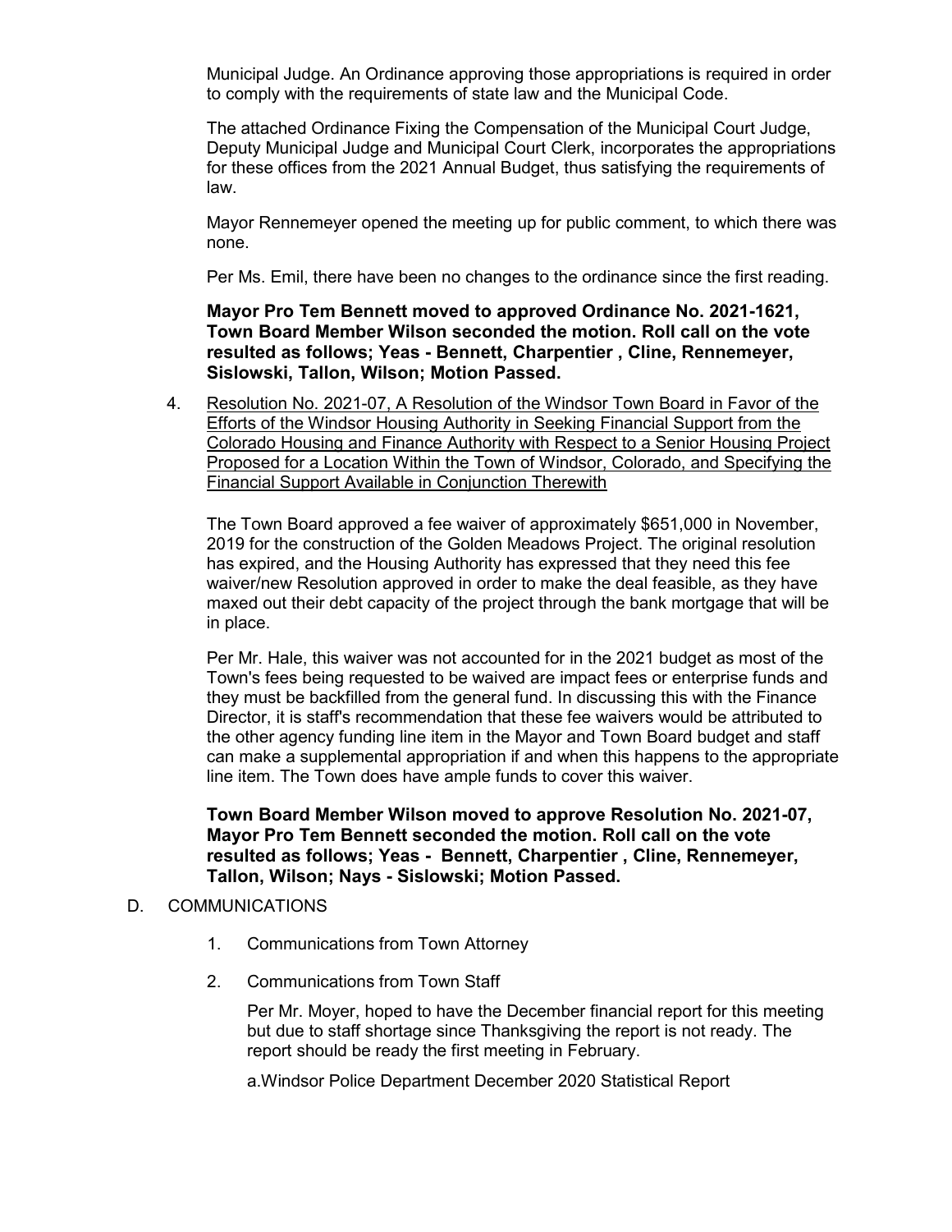Municipal Judge. An Ordinance approving those appropriations is required in order to comply with the requirements of state law and the Municipal Code.

The attached Ordinance Fixing the Compensation of the Municipal Court Judge, Deputy Municipal Judge and Municipal Court Clerk, incorporates the appropriations for these offices from the 2021 Annual Budget, thus satisfying the requirements of law.

Mayor Rennemeyer opened the meeting up for public comment, to which there was none.

Per Ms. Emil, there have been no changes to the ordinance since the first reading.

**Mayor Pro Tem Bennett moved to approved Ordinance No. 2021-1621, Town Board Member Wilson seconded the motion. Roll call on the vote resulted as follows; Yeas - Bennett, Charpentier , Cline, Rennemeyer, Sislowski, Tallon, Wilson; Motion Passed.**

4. Resolution No. 2021-07, A Resolution of the Windsor Town Board in Favor of the Efforts of the Windsor Housing Authority in Seeking Financial Support from the Colorado Housing and Finance Authority with Respect to a Senior Housing Project Proposed for a Location Within the Town of Windsor, Colorado, and Specifying the Financial Support Available in Conjunction Therewith

   The Town Board approved a fee waiver of approximately $651,000 in November, 2019 for the construction of the Golden Meadows Project. The original resolution has expired, and the Housing Authority has expressed that they need this fee waiver/new Resolution approved in order to make the deal feasible, as they have maxed out their debt capacity of the project through the bank mortgage that will be in place.

   Per Mr. Hale, this waiver was not accounted for in the 2021 budget as most of the Town's fees being requested to be waived are impact fees or enterprise funds and they must be backfilled from the general fund. In discussing this with the Finance Director, it is staff's recommendation that these fee waivers would be attributed to the other agency funding line item in the Mayor and Town Board budget and staff can make a supplemental appropriation if and when this happens to the appropriate line item. The Town does have ample funds to cover this waiver.

   **Town Board Member Wilson moved to approve Resolution No. 2021-07, Mayor Pro Tem Bennett seconded the motion. Roll call on the vote resulted as follows; Yeas - Bennett, Charpentier , Cline, Rennemeyer, Tallon, Wilson; Nays - Sislowski; Motion Passed.**

D. COMMUNICATIONS

1. Communications from Town Attorney

2. Communications from Town Staff

   Per Mr. Moyer, hoped to have the December financial report for this meeting but due to staff shortage since Thanksgiving the report is not ready. The report should be ready the first meeting in February.

   a.Windsor Police Department December 2020 Statistical Report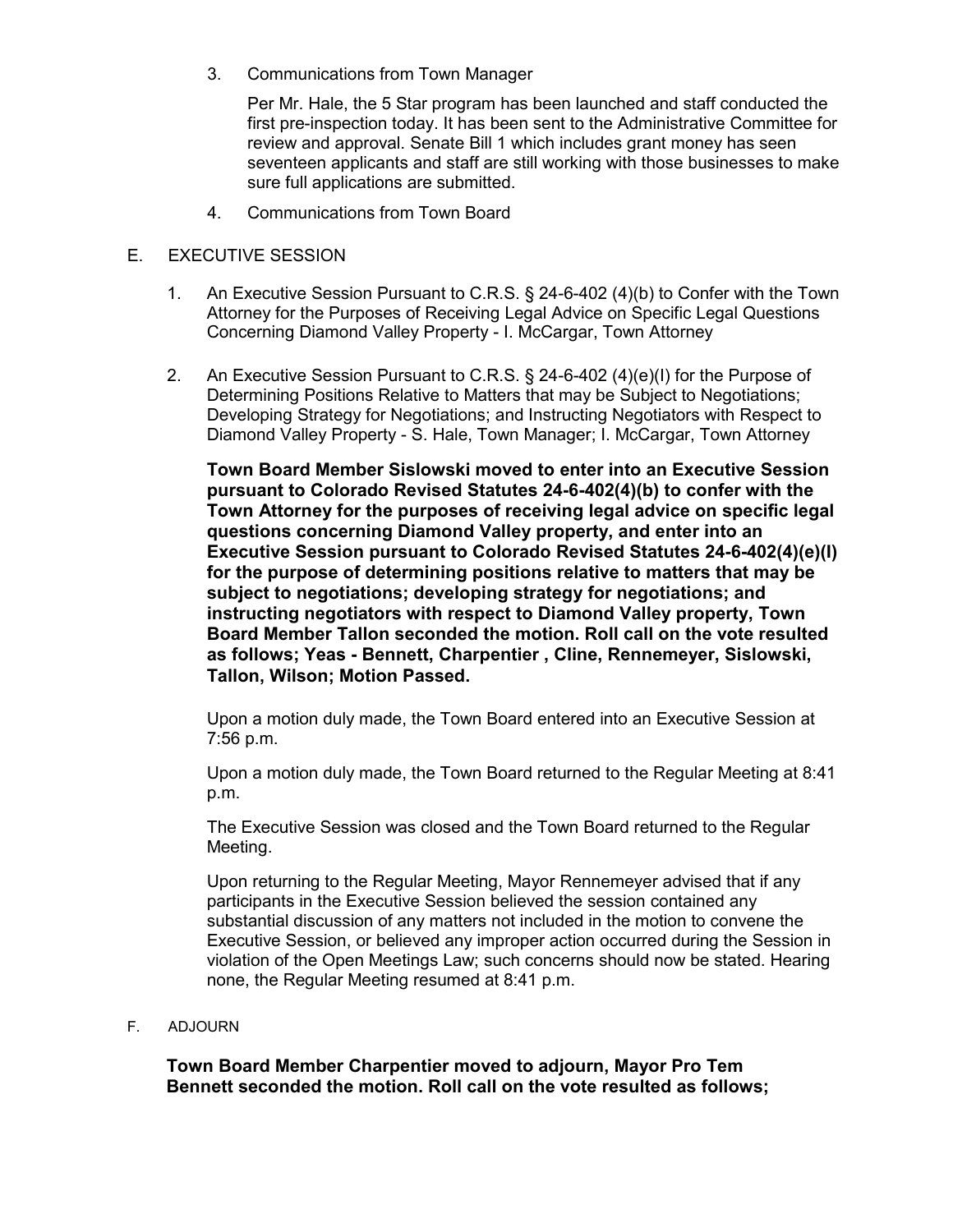3. Communications from Town Manager

   Per Mr. Hale, the 5 Star program has been launched and staff conducted the first pre-inspection today. It has been sent to the Administrative Committee for review and approval. Senate Bill 1 which includes grant money has seen seventeen applicants and staff are still working with those businesses to make sure full applications are submitted.

4. Communications from Town Board

## E. EXECUTIVE SESSION

1. An Executive Session Pursuant to C.R.S. § 24-6-402 (4)(b) to Confer with the Town Attorney for the Purposes of Receiving Legal Advice on Specific Legal Questions Concerning Diamond Valley Property - I. McCargar, Town Attorney

2. An Executive Session Pursuant to C.R.S. § 24-6-402 (4)(e)(I) for the Purpose of Determining Positions Relative to Matters that may be Subject to Negotiations; Developing Strategy for Negotiations; and Instructing Negotiators with Respect to Diamond Valley Property - S. Hale, Town Manager; I. McCargar, Town Attorney

   **Town Board Member Sislowski moved to enter into an Executive Session pursuant to Colorado Revised Statutes 24-6-402(4)(b) to confer with the Town Attorney for the purposes of receiving legal advice on specific legal questions concerning Diamond Valley property, and enter into an Executive Session pursuant to Colorado Revised Statutes 24-6-402(4)(e)(I) for the purpose of determining positions relative to matters that may be subject to negotiations; developing strategy for negotiations; and instructing negotiators with respect to Diamond Valley property, Town Board Member Tallon seconded the motion. Roll call on the vote resulted as follows; Yeas - Bennett, Charpentier , Cline, Rennemeyer, Sislowski, Tallon, Wilson; Motion Passed.**

   Upon a motion duly made, the Town Board entered into an Executive Session at 7:56 p.m.

   Upon a motion duly made, the Town Board returned to the Regular Meeting at 8:41 p.m.

   The Executive Session was closed and the Town Board returned to the Regular Meeting.

   Upon returning to the Regular Meeting, Mayor Rennemeyer advised that if any participants in the Executive Session believed the session contained any substantial discussion of any matters not included in the motion to convene the Executive Session, or believed any improper action occurred during the Session in violation of the Open Meetings Law; such concerns should now be stated. Hearing none, the Regular Meeting resumed at 8:41 p.m.

## F. ADJOURN

**Town Board Member Charpentier moved to adjourn, Mayor Pro Tem Bennett seconded the motion. Roll call on the vote resulted as follows;**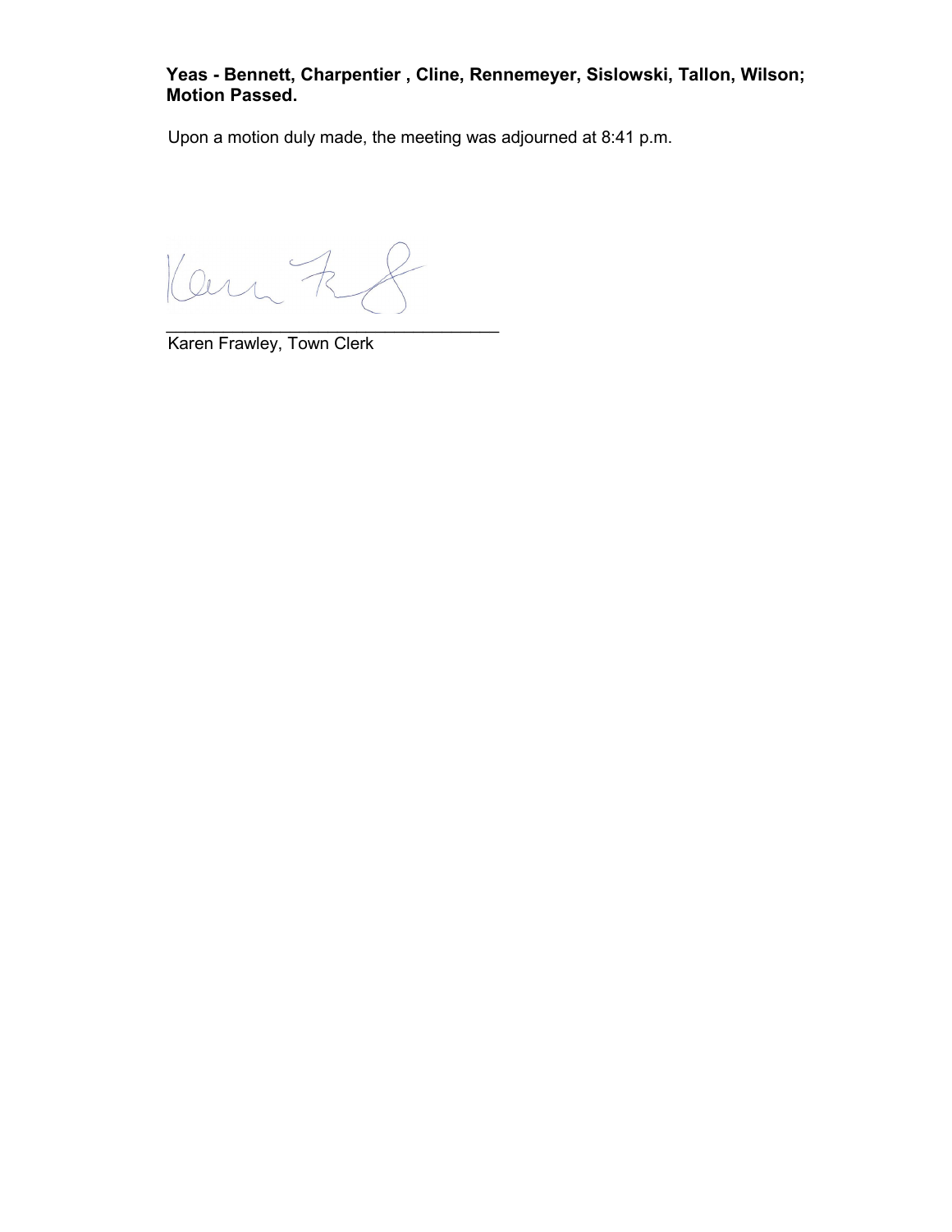**Yeas - Bennett, Charpentier , Cline, Rennemeyer, Sislowski, Tallon, Wilson; Motion Passed.**

Upon a motion duly made, the meeting was adjourned at 8:41 p.m.

\_\_\_\_\_\_\_\_\_\_\_\_\_\_\_\_\_\_\_\_\_\_\_\_\_\_\_\_\_\_\_\_\_\_\_\_

Karen Frawley, Town Clerk